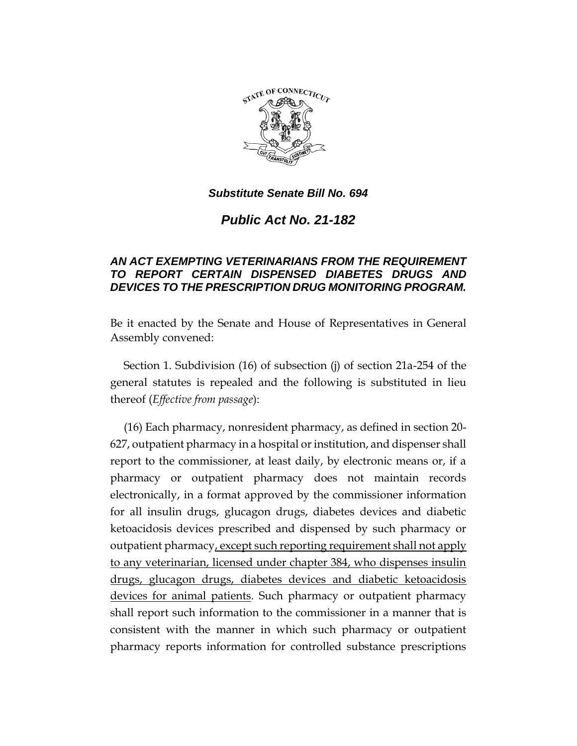***Substitute Senate Bill No. 694***

# ***Public Act No. 21-182***

### ***AN ACT EXEMPTING VETERINARIANS FROM THE REQUIREMENT TO REPORT CERTAIN DISPENSED DIABETES DRUGS AND DEVICES TO THE PRESCRIPTION DRUG MONITORING PROGRAM.***

Be it enacted by the Senate and House of Representatives in General Assembly convened:

Section 1. Subdivision (16) of subsection (j) of section 21a-254 of the general statutes is repealed and the following is substituted in lieu thereof (*Effective from passage*):

(16) Each pharmacy, nonresident pharmacy, as defined in section 20-627, outpatient pharmacy in a hospital or institution, and dispenser shall report to the commissioner, at least daily, by electronic means or, if a pharmacy or outpatient pharmacy does not maintain records electronically, in a format approved by the commissioner information for all insulin drugs, glucagon drugs, diabetes devices and diabetic ketoacidosis devices prescribed and dispensed by such pharmacy or outpatient pharmacy<u>, except such reporting requirement shall not apply to any veterinarian, licensed under chapter 384, who dispenses insulin drugs, glucagon drugs, diabetes devices and diabetic ketoacidosis devices for animal patients</u>. Such pharmacy or outpatient pharmacy shall report such information to the commissioner in a manner that is consistent with the manner in which such pharmacy or outpatient pharmacy reports information for controlled substance prescriptions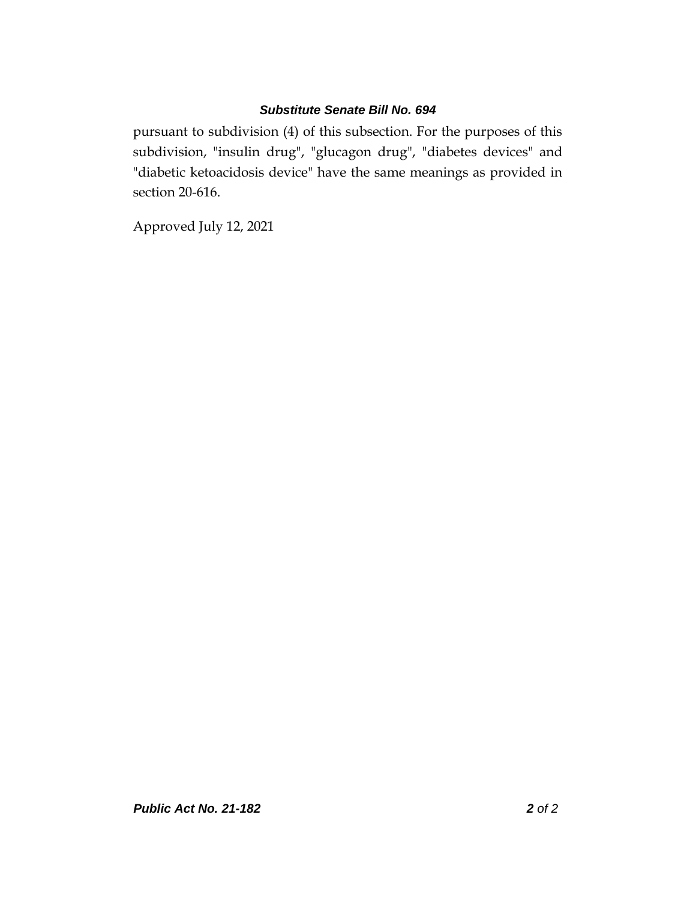pursuant to subdivision (4) of this subsection. For the purposes of this subdivision, "insulin drug", "glucagon drug", "diabetes devices" and "diabetic ketoacidosis device" have the same meanings as provided in section 20-616.

Approved July 12, 2021